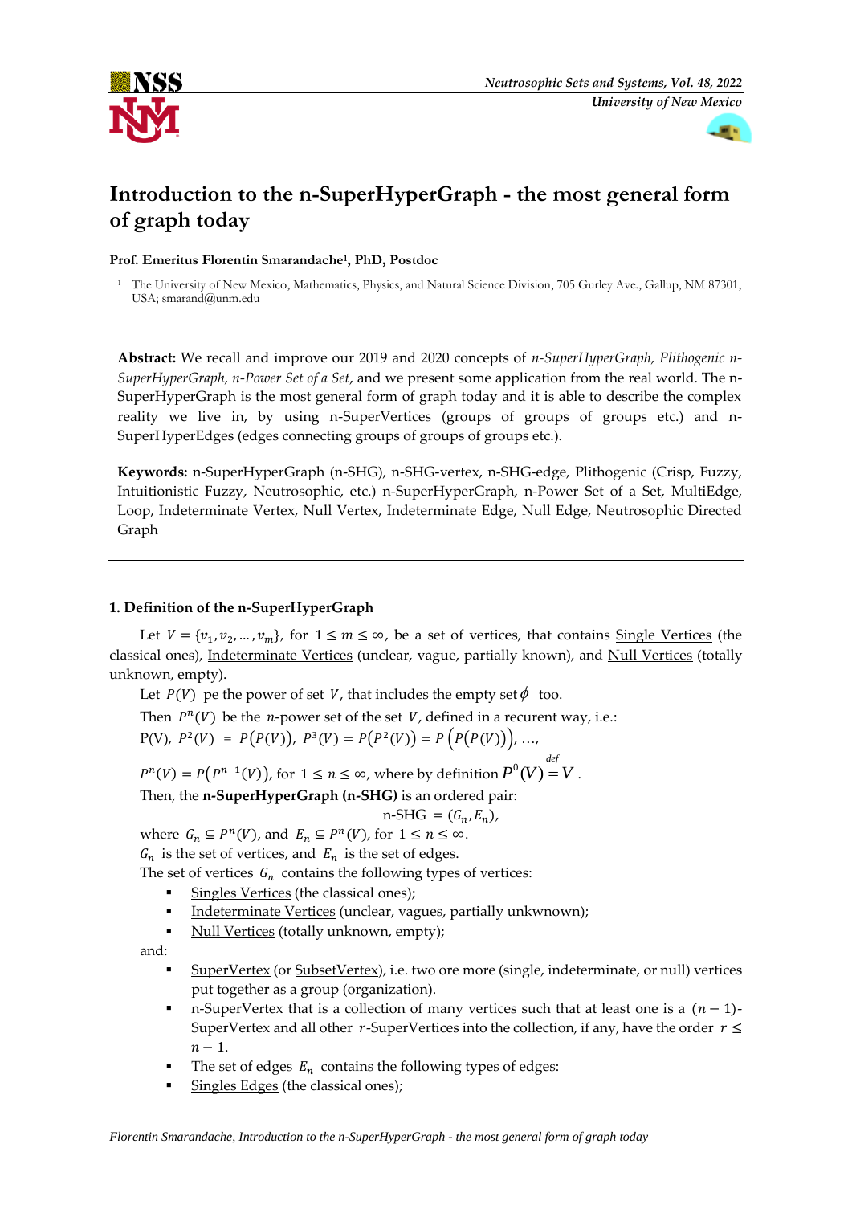# Introduction to the n-SuperHyperGraph - the most general form of graph today

**Prof. Emeritus Florentin Smarandache[1], PhD, Postdoc**

[1] The University of New Mexico, Mathematics, Physics, and Natural Science Division, 705 Gurley Ave., Gallup, NM 87301, USA; smarand@unm.edu

**Abstract:** We recall and improve our 2019 and 2020 concepts of *n-SuperHyperGraph, Plithogenic n-SuperHyperGraph, n-Power Set of a Set*, and we present some application from the real world. The n-SuperHyperGraph is the most general form of graph today and it is able to describe the complex reality we live in, by using n-SuperVertices (groups of groups of groups etc.) and n-SuperHyperEdges (edges connecting groups of groups of groups etc.).

**Keywords:** n-SuperHyperGraph (n-SHG), n-SHG-vertex, n-SHG-edge, Plithogenic (Crisp, Fuzzy, Intuitionistic Fuzzy, Neutrosophic, etc.) n-SuperHyperGraph, n-Power Set of a Set, MultiEdge, Loop, Indeterminate Vertex, Null Vertex, Indeterminate Edge, Null Edge, Neutrosophic Directed Graph

---

## 1. Definition of the n-SuperHyperGraph

Let $V = \{v_1, v_2, \ldots, v_m\}$, for $1 \leq m \leq \infty$, be a set of vertices, that contains Single Vertices (the classical ones), Indeterminate Vertices (unclear, vague, partially known), and Null Vertices (totally unknown, empty).

Let $P(V)$ pe the power of set $V$, that includes the empty set $\phi$ too.

Then $P^n(V)$ be the $n$-power set of the set $V$, defined in a recurent way, i.e.:

$P(V)$, $P^2(V) = P(P(V))$, $P^3(V) = P(P^2(V)) = P\left(P(P(V))\right)$, …,

$P^n(V) = P(P^{n-1}(V))$, for $1 \leq n \leq \infty$, where by definition $P^0(V) \overset{def}{=} V$.

Then, the **n-SuperHyperGraph (n-SHG)** is an ordered pair:

$$\text{n-SHG} = (G_n, E_n),$$

where $G_n \subseteq P^n(V)$, and $E_n \subseteq P^n(V)$, for $1 \leq n \leq \infty$.

$G_n$ is the set of vertices, and $E_n$ is the set of edges.

The set of vertices $G_n$ contains the following types of vertices:

- Singles Vertices (the classical ones);
- Indeterminate Vertices (unclear, vagues, partially unkwnown);
- Null Vertices (totally unknown, empty);

and:

- SuperVertex (or SubsetVertex), i.e. two ore more (single, indeterminate, or null) vertices put together as a group (organization).
- n-SuperVertex that is a collection of many vertices such that at least one is a $(n-1)$-SuperVertex and all other $r$-SuperVertices into the collection, if any, have the order $r \leq n-1$.
- The set of edges $E_n$ contains the following types of edges:
- Singles Edges (the classical ones);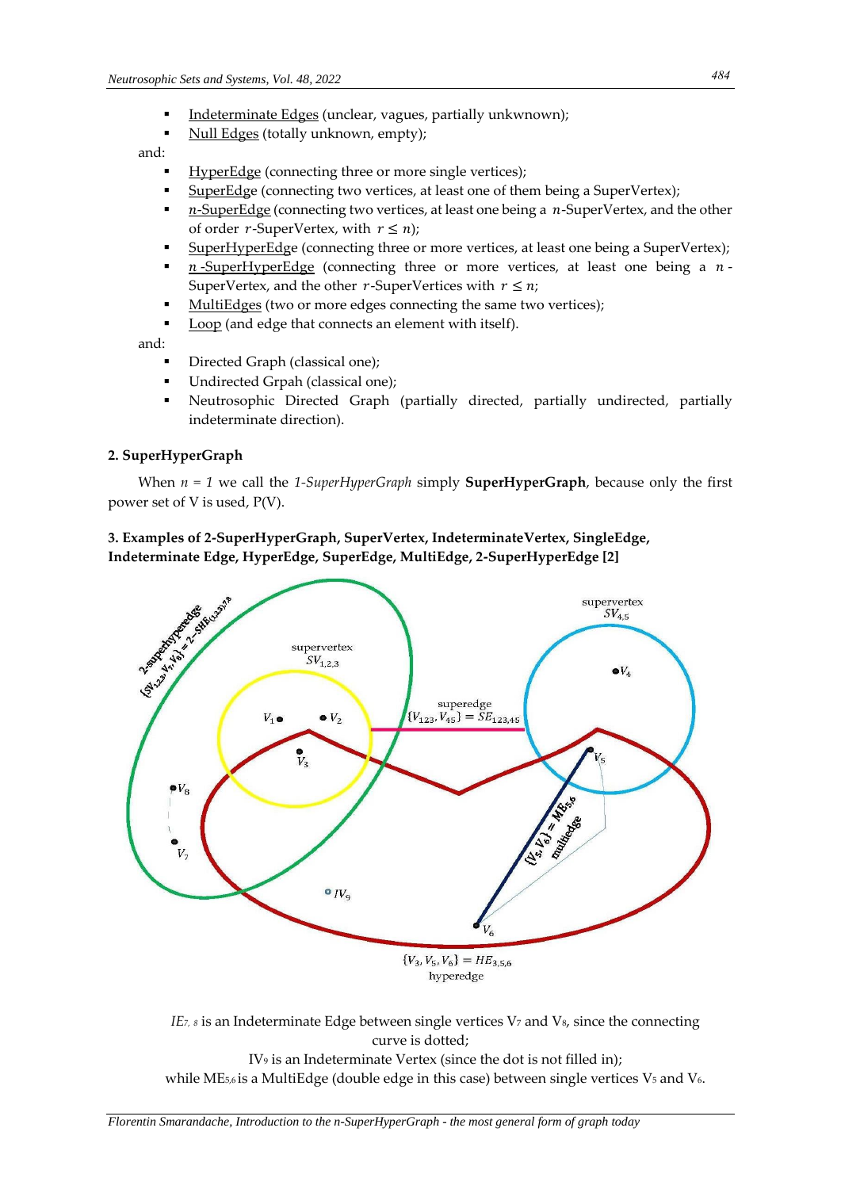- Indeterminate Edges (unclear, vagues, partially unkwnown);
- Null Edges (totally unknown, empty);

and:

- HyperEdge (connecting three or more single vertices);
- SuperEdge (connecting two vertices, at least one of them being a SuperVertex);
- $n$-SuperEdge (connecting two vertices, at least one being a $n$-SuperVertex, and the other of order $r$-SuperVertex, with $r \leq n$);
- SuperHyperEdge (connecting three or more vertices, at least one being a SuperVertex);
- $n$-SuperHyperEdge (connecting three or more vertices, at least one being a $n$-SuperVertex, and the other $r$-SuperVertices with $r \leq n$;
- MultiEdges (two or more edges connecting the same two vertices);
- Loop (and edge that connects an element with itself).

and:

- Directed Graph (classical one);
- Undirected Grpah (classical one);
- Neutrosophic Directed Graph (partially directed, partially undirected, partially indeterminate direction).

## 2. SuperHyperGraph

When $n = 1$ we call the *1-SuperHyperGraph* simply **SuperHyperGraph**, because only the first power set of V is used, P(V).

## 3. Examples of 2-SuperHyperGraph, SuperVertex, IndeterminateVertex, SingleEdge, Indeterminate Edge, HyperEdge, SuperEdge, MultiEdge, 2-SuperHyperEdge [2]

$IE_{7,8}$ is an Indeterminate Edge between single vertices $V_7$ and $V_8$, since the connecting curve is dotted;

$IV_9$ is an Indeterminate Vertex (since the dot is not filled in);

while $ME_{5,6}$ is a MultiEdge (double edge in this case) between single vertices $V_5$ and $V_6$.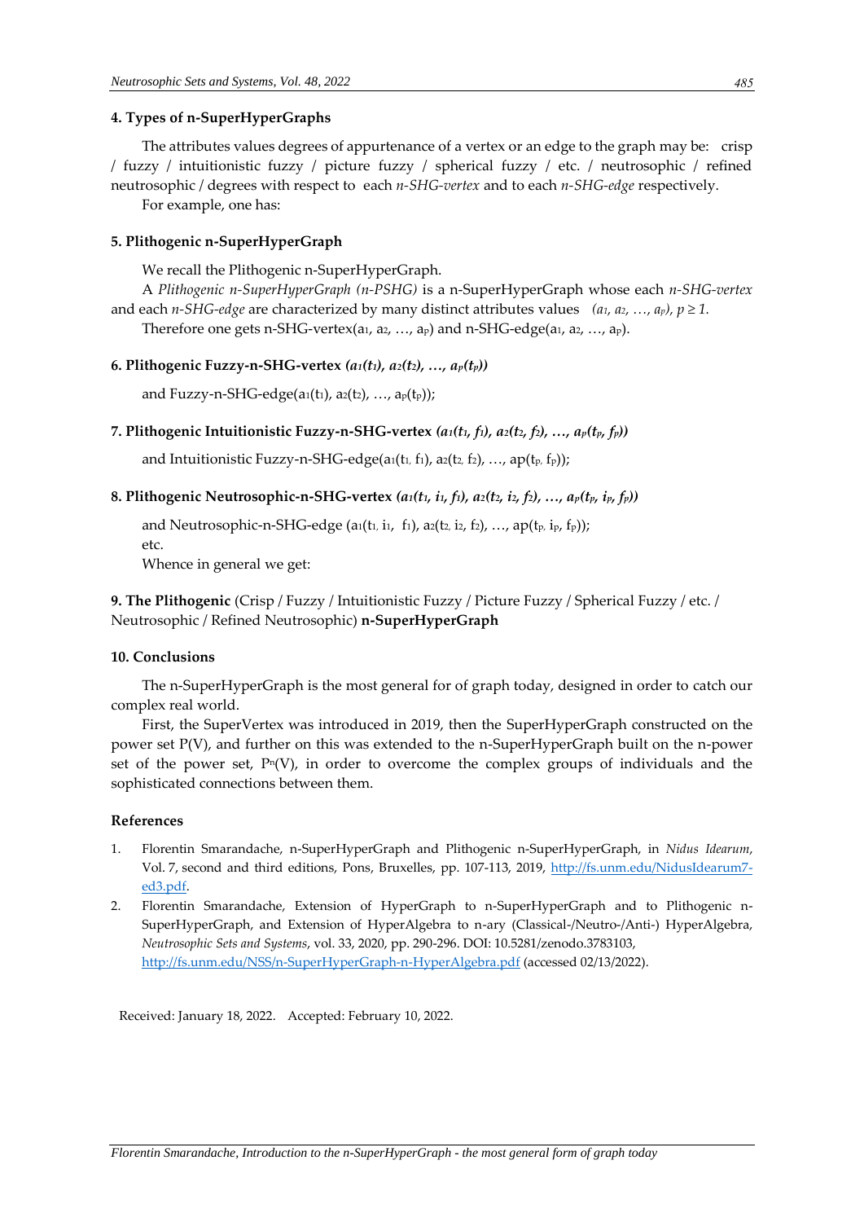## 4. Types of n-SuperHyperGraphs

The attributes values degrees of appurtenance of a vertex or an edge to the graph may be: crisp / fuzzy / intuitionistic fuzzy / picture fuzzy / spherical fuzzy / etc. / neutrosophic / refined neutrosophic / degrees with respect to each *n-SHG-vertex* and to each *n-SHG-edge* respectively.

For example, one has:

## 5. Plithogenic n-SuperHyperGraph

We recall the Plithogenic n-SuperHyperGraph.

A *Plithogenic n-SuperHyperGraph (n-PSHG)* is a n-SuperHyperGraph whose each *n-SHG-vertex* and each *n-SHG-edge* are characterized by many distinct attributes values $(a_1, a_2, \ldots, a_p)$, $p \geq 1$.

Therefore one gets n-SHG-vertex($a_1, a_2, \ldots, a_p$) and n-SHG-edge($a_1, a_2, \ldots, a_p$).

## 6. Plithogenic Fuzzy-n-SHG-vertex $(a_1(t_1), a_2(t_2), \ldots, a_p(t_p))$

and Fuzzy-n-SHG-edge($a_1(t_1), a_2(t_2), \ldots, a_p(t_p)$);

## 7. Plithogenic Intuitionistic Fuzzy-n-SHG-vertex $(a_1(t_1, f_1), a_2(t_2, f_2), \ldots, a_p(t_p, f_p))$

and Intuitionistic Fuzzy-n-SHG-edge($a_1(t_1, f_1), a_2(t_2, f_2), \ldots, ap(t_p, f_p)$);

## 8. Plithogenic Neutrosophic-n-SHG-vertex $(a_1(t_1, i_1, f_1), a_2(t_2, i_2, f_2), \ldots, a_p(t_p, i_p, f_p))$

and Neutrosophic-n-SHG-edge ($a_1(t_1, i_1, f_1), a_2(t_2, i_2, f_2), \ldots, ap(t_p, i_p, f_p)$);

etc.

Whence in general we get:

## 9. The Plithogenic (Crisp / Fuzzy / Intuitionistic Fuzzy / Picture Fuzzy / Spherical Fuzzy / etc. / Neutrosophic / Refined Neutrosophic) n-SuperHyperGraph

## 10. Conclusions

The n-SuperHyperGraph is the most general for of graph today, designed in order to catch our complex real world.

First, the SuperVertex was introduced in 2019, then the SuperHyperGraph constructed on the power set P(V), and further on this was extended to the n-SuperHyperGraph built on the n-power set of the power set, $P^n(V)$, in order to overcome the complex groups of individuals and the sophisticated connections between them.

## References

1. Florentin Smarandache, n-SuperHyperGraph and Plithogenic n-SuperHyperGraph, in *Nidus Idearum*, Vol. 7, second and third editions, Pons, Bruxelles, pp. 107-113, 2019, http://fs.unm.edu/NidusIdearum7-ed3.pdf.
2. Florentin Smarandache, Extension of HyperGraph to n-SuperHyperGraph and to Plithogenic n-SuperHyperGraph, and Extension of HyperAlgebra to n-ary (Classical-/Neutro-/Anti-) HyperAlgebra, *Neutrosophic Sets and Systems*, vol. 33, 2020, pp. 290-296. DOI: 10.5281/zenodo.3783103, http://fs.unm.edu/NSS/n-SuperHyperGraph-n-HyperAlgebra.pdf (accessed 02/13/2022).

Received: January 18, 2022. Accepted: February 10, 2022.